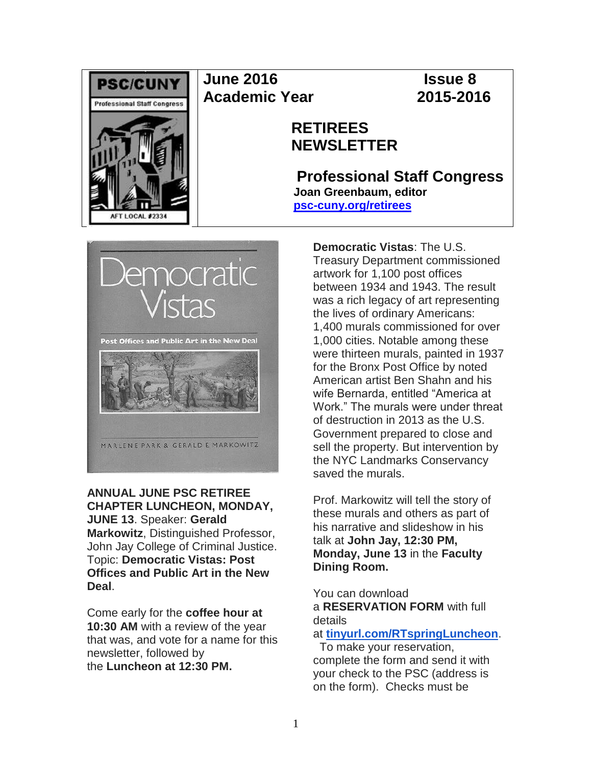**June 2016** **Issue 8**
**Academic Year** **2015-2016**

# RETIREES NEWSLETTER

## Professional Staff Congress

**Joan Greenbaum, editor**
**psc-cuny.org/retirees**

**ANNUAL JUNE PSC RETIREE CHAPTER LUNCHEON, MONDAY, JUNE 13**. Speaker: **Gerald Markowitz**, Distinguished Professor, John Jay College of Criminal Justice. Topic: **Democratic Vistas: Post Offices and Public Art in the New Deal**.

Come early for the **coffee hour at 10:30 AM** with a review of the year that was, and vote for a name for this newsletter, followed by the **Luncheon at 12:30 PM.**

**Democratic Vistas**: The U.S. Treasury Department commissioned artwork for 1,100 post offices between 1934 and 1943. The result was a rich legacy of art representing the lives of ordinary Americans: 1,400 murals commissioned for over 1,000 cities. Notable among these were thirteen murals, painted in 1937 for the Bronx Post Office by noted American artist Ben Shahn and his wife Bernarda, entitled "America at Work." The murals were under threat of destruction in 2013 as the U.S. Government prepared to close and sell the property. But intervention by the NYC Landmarks Conservancy saved the murals.

Prof. Markowitz will tell the story of these murals and others as part of his narrative and slideshow in his talk at **John Jay, 12:30 PM, Monday, June 13** in the **Faculty Dining Room.**

You can download a **RESERVATION FORM** with full details at **tinyurl.com/RTspringLuncheon**. To make your reservation, complete the form and send it with your check to the PSC (address is on the form). Checks must be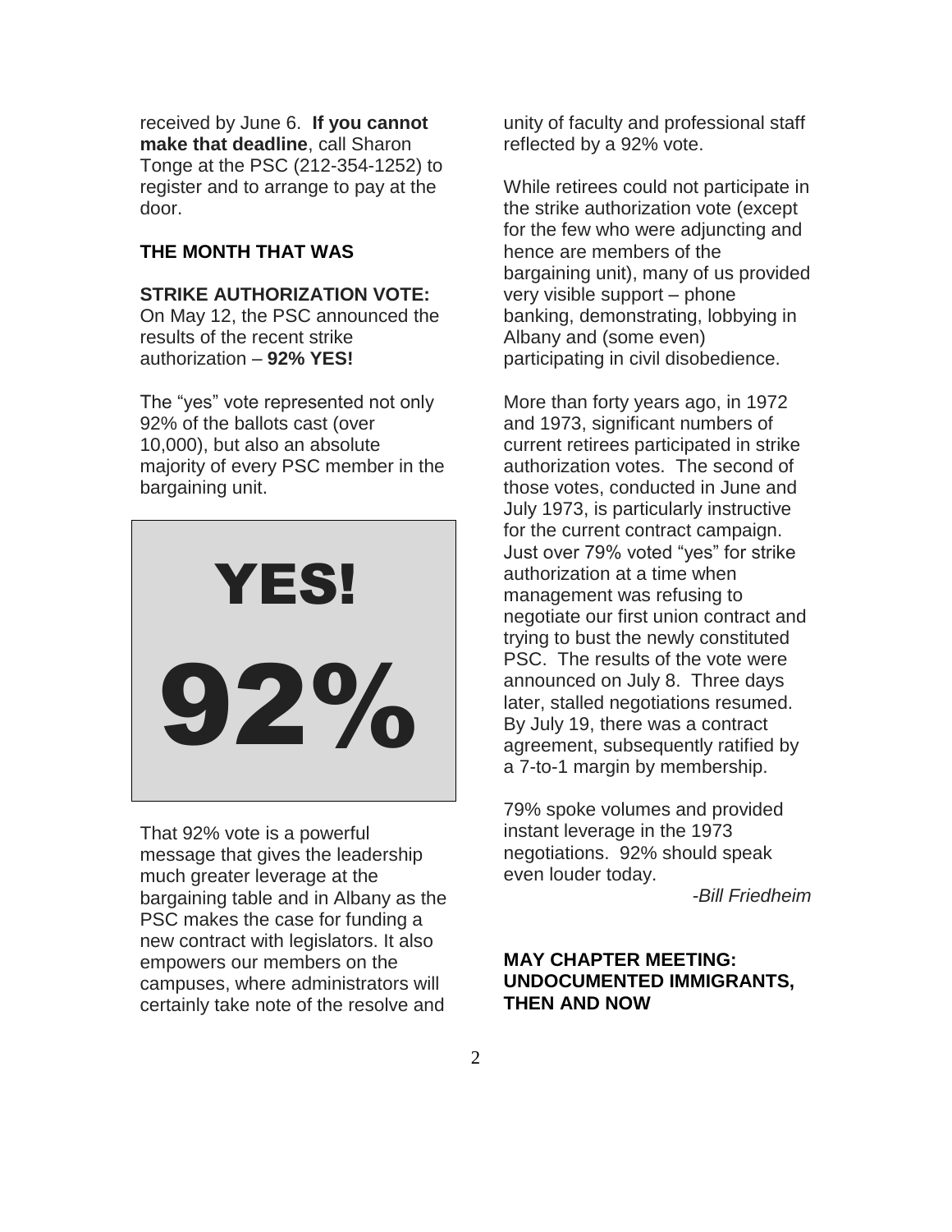received by June 6. **If you cannot make that deadline**, call Sharon Tonge at the PSC (212-354-1252) to register and to arrange to pay at the door.

## THE MONTH THAT WAS

**STRIKE AUTHORIZATION VOTE:** On May 12, the PSC announced the results of the recent strike authorization – **92% YES!**

The "yes" vote represented not only 92% of the ballots cast (over 10,000), but also an absolute majority of every PSC member in the bargaining unit.

YES!

92%

That 92% vote is a powerful message that gives the leadership much greater leverage at the bargaining table and in Albany as the PSC makes the case for funding a new contract with legislators. It also empowers our members on the campuses, where administrators will certainly take note of the resolve and unity of faculty and professional staff reflected by a 92% vote.

While retirees could not participate in the strike authorization vote (except for the few who were adjuncting and hence are members of the bargaining unit), many of us provided very visible support – phone banking, demonstrating, lobbying in Albany and (some even) participating in civil disobedience.

More than forty years ago, in 1972 and 1973, significant numbers of current retirees participated in strike authorization votes. The second of those votes, conducted in June and July 1973, is particularly instructive for the current contract campaign. Just over 79% voted "yes" for strike authorization at a time when management was refusing to negotiate our first union contract and trying to bust the newly constituted PSC. The results of the vote were announced on July 8. Three days later, stalled negotiations resumed. By July 19, there was a contract agreement, subsequently ratified by a 7-to-1 margin by membership.

79% spoke volumes and provided instant leverage in the 1973 negotiations. 92% should speak even louder today.

*-Bill Friedheim*

## MAY CHAPTER MEETING: UNDOCUMENTED IMMIGRANTS, THEN AND NOW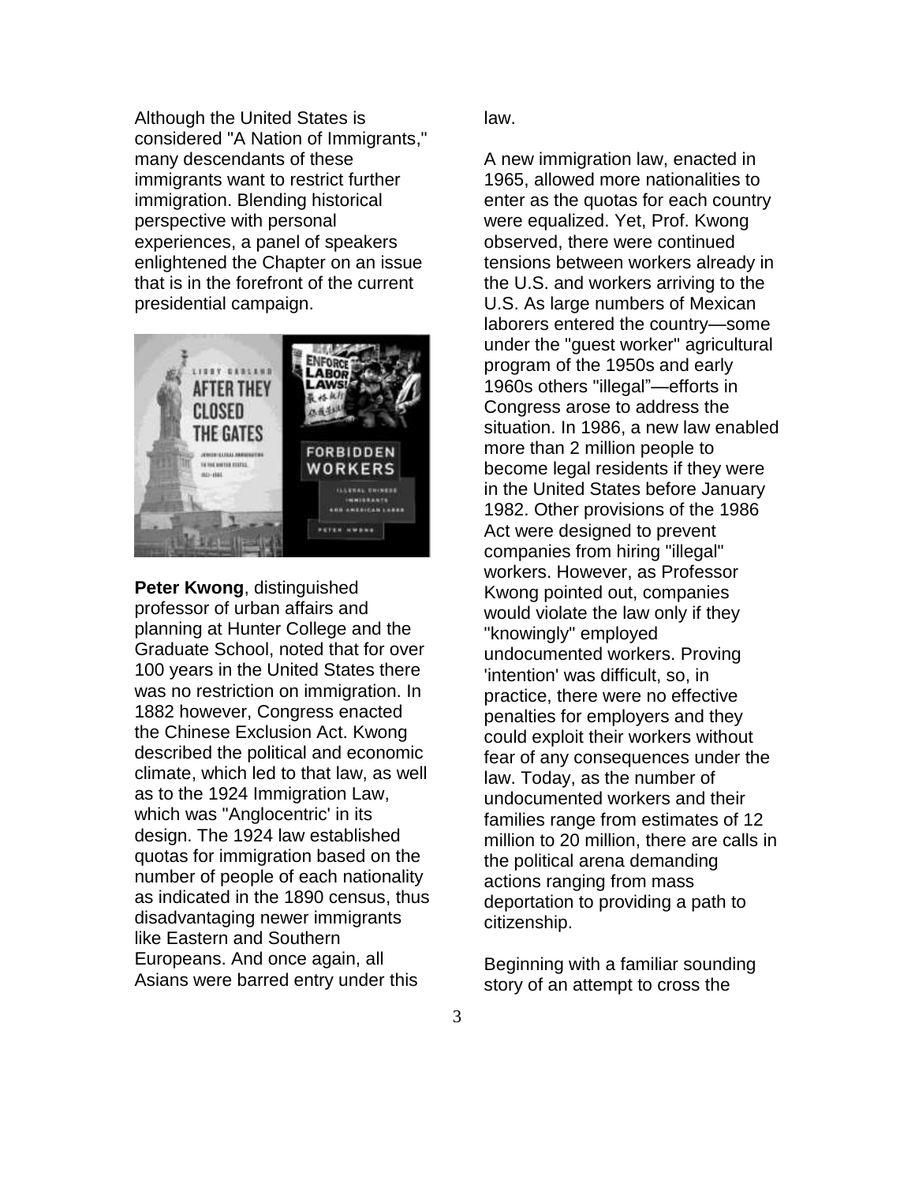Although the United States is considered "A Nation of Immigrants," many descendants of these immigrants want to restrict further immigration. Blending historical perspective with personal experiences, a panel of speakers enlightened the Chapter on an issue that is in the forefront of the current presidential campaign.

**Peter Kwong**, distinguished professor of urban affairs and planning at Hunter College and the Graduate School, noted that for over 100 years in the United States there was no restriction on immigration. In 1882 however, Congress enacted the Chinese Exclusion Act. Kwong described the political and economic climate, which led to that law, as well as to the 1924 Immigration Law, which was "Anglocentric' in its design. The 1924 law established quotas for immigration based on the number of people of each nationality as indicated in the 1890 census, thus disadvantaging newer immigrants like Eastern and Southern Europeans. And once again, all Asians were barred entry under this law.

A new immigration law, enacted in 1965, allowed more nationalities to enter as the quotas for each country were equalized. Yet, Prof. Kwong observed, there were continued tensions between workers already in the U.S. and workers arriving to the U.S. As large numbers of Mexican laborers entered the country—some under the "guest worker" agricultural program of the 1950s and early 1960s others "illegal"—efforts in Congress arose to address the situation. In 1986, a new law enabled more than 2 million people to become legal residents if they were in the United States before January 1982. Other provisions of the 1986 Act were designed to prevent companies from hiring "illegal" workers. However, as Professor Kwong pointed out, companies would violate the law only if they "knowingly" employed undocumented workers. Proving 'intention' was difficult, so, in practice, there were no effective penalties for employers and they could exploit their workers without fear of any consequences under the law. Today, as the number of undocumented workers and their families range from estimates of 12 million to 20 million, there are calls in the political arena demanding actions ranging from mass deportation to providing a path to citizenship.

Beginning with a familiar sounding story of an attempt to cross the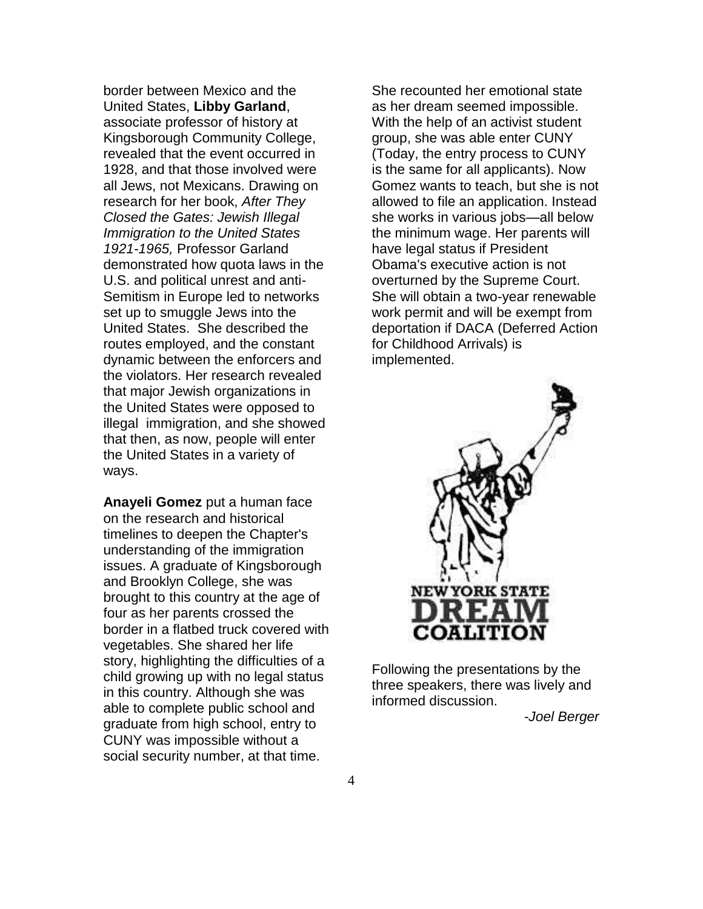border between Mexico and the United States, **Libby Garland**, associate professor of history at Kingsborough Community College, revealed that the event occurred in 1928, and that those involved were all Jews, not Mexicans. Drawing on research for her book, *After They Closed the Gates: Jewish Illegal Immigration to the United States 1921-1965,* Professor Garland demonstrated how quota laws in the U.S. and political unrest and anti-Semitism in Europe led to networks set up to smuggle Jews into the United States. She described the routes employed, and the constant dynamic between the enforcers and the violators. Her research revealed that major Jewish organizations in the United States were opposed to illegal immigration, and she showed that then, as now, people will enter the United States in a variety of ways.

**Anayeli Gomez** put a human face on the research and historical timelines to deepen the Chapter's understanding of the immigration issues. A graduate of Kingsborough and Brooklyn College, she was brought to this country at the age of four as her parents crossed the border in a flatbed truck covered with vegetables. She shared her life story, highlighting the difficulties of a child growing up with no legal status in this country. Although she was able to complete public school and graduate from high school, entry to CUNY was impossible without a social security number, at that time. She recounted her emotional state as her dream seemed impossible. With the help of an activist student group, she was able enter CUNY (Today, the entry process to CUNY is the same for all applicants). Now Gomez wants to teach, but she is not allowed to file an application. Instead she works in various jobs—all below the minimum wage. Her parents will have legal status if President Obama's executive action is not overturned by the Supreme Court. She will obtain a two-year renewable work permit and will be exempt from deportation if DACA (Deferred Action for Childhood Arrivals) is implemented.

NEW YORK STATE DREAM COALITION

Following the presentations by the three speakers, there was lively and informed discussion.

*-Joel Berger*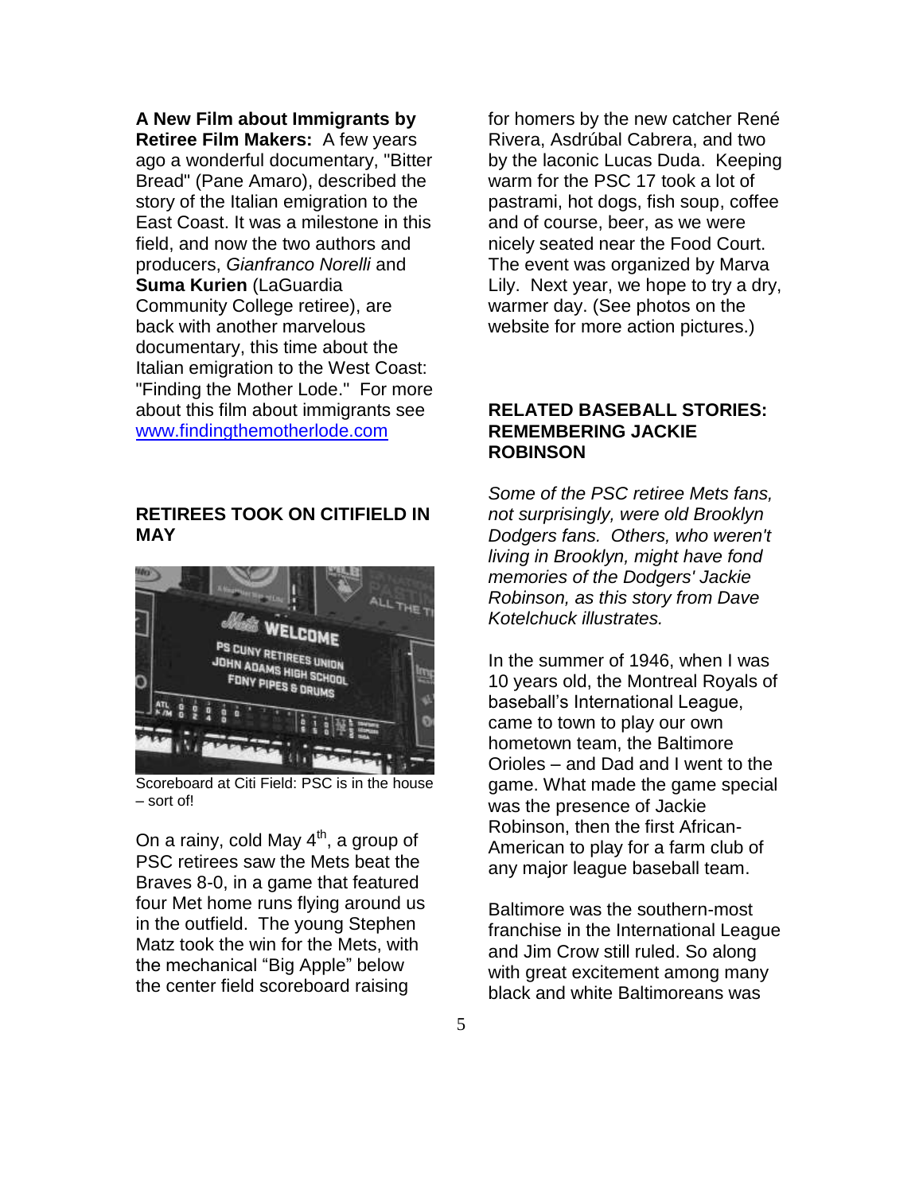**A New Film about Immigrants by Retiree Film Makers:** A few years ago a wonderful documentary, "Bitter Bread" (Pane Amaro), described the story of the Italian emigration to the East Coast. It was a milestone in this field, and now the two authors and producers, *Gianfranco Norelli* and **Suma Kurien** (LaGuardia Community College retiree), are back with another marvelous documentary, this time about the Italian emigration to the West Coast: "Finding the Mother Lode." For more about this film about immigrants see [www.findingthemotherlode.com](http://www.findingthemotherlode.com)

## RETIREES TOOK ON CITIFIELD IN MAY

Scoreboard at Citi Field: PSC is in the house – sort of!

On a rainy, cold May 4th, a group of PSC retirees saw the Mets beat the Braves 8-0, in a game that featured four Met home runs flying around us in the outfield. The young Stephen Matz took the win for the Mets, with the mechanical "Big Apple" below the center field scoreboard raising for homers by the new catcher René Rivera, Asdrúbal Cabrera, and two by the laconic Lucas Duda. Keeping warm for the PSC 17 took a lot of pastrami, hot dogs, fish soup, coffee and of course, beer, as we were nicely seated near the Food Court. The event was organized by Marva Lily. Next year, we hope to try a dry, warmer day. (See photos on the website for more action pictures.)

## RELATED BASEBALL STORIES: REMEMBERING JACKIE ROBINSON

*Some of the PSC retiree Mets fans, not surprisingly, were old Brooklyn Dodgers fans. Others, who weren't living in Brooklyn, might have fond memories of the Dodgers' Jackie Robinson, as this story from Dave Kotelchuck illustrates.*

In the summer of 1946, when I was 10 years old, the Montreal Royals of baseball's International League, came to town to play our own hometown team, the Baltimore Orioles – and Dad and I went to the game. What made the game special was the presence of Jackie Robinson, then the first African-American to play for a farm club of any major league baseball team.

Baltimore was the southern-most franchise in the International League and Jim Crow still ruled. So along with great excitement among many black and white Baltimoreans was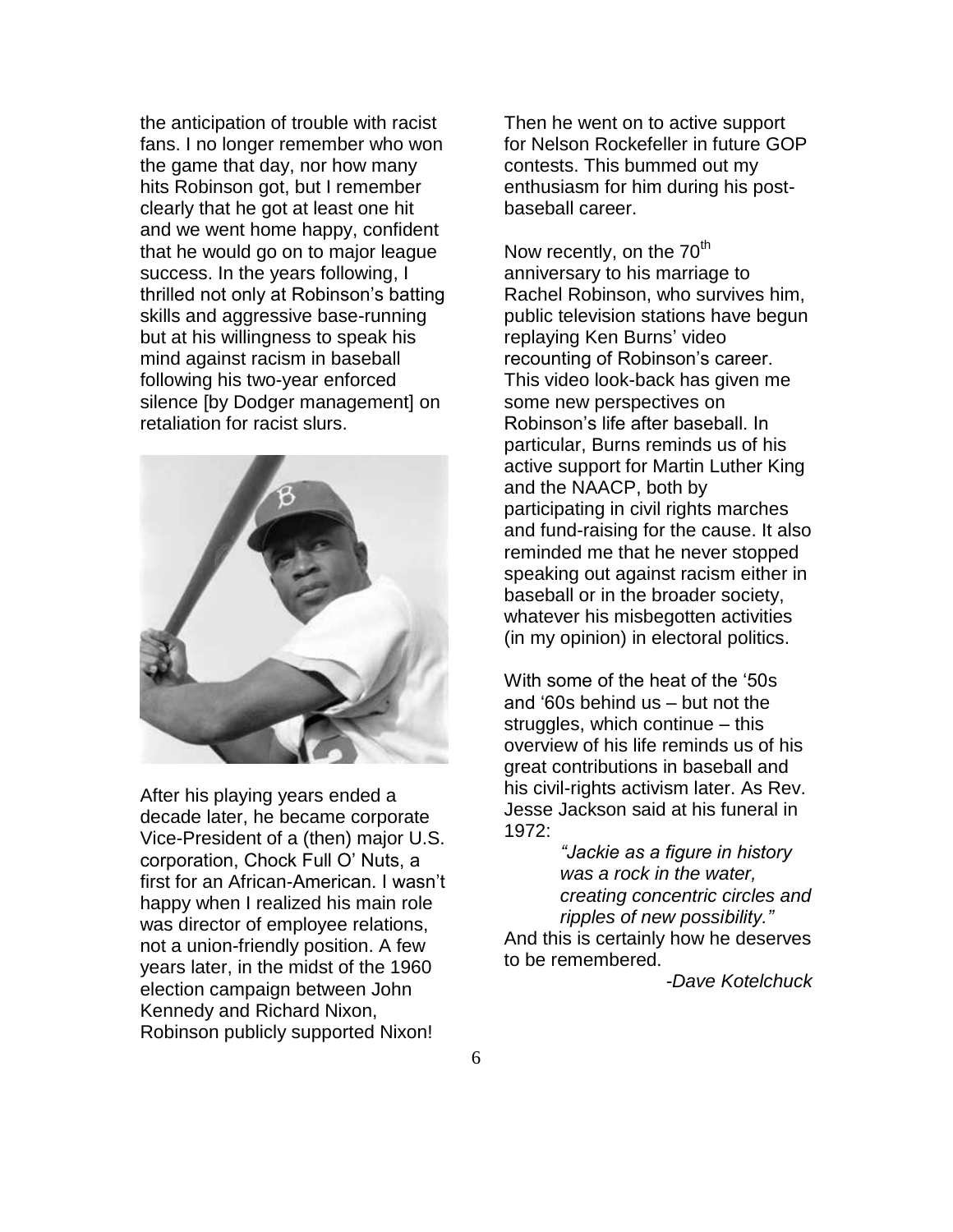the anticipation of trouble with racist fans. I no longer remember who won the game that day, nor how many hits Robinson got, but I remember clearly that he got at least one hit and we went home happy, confident that he would go on to major league success. In the years following, I thrilled not only at Robinson's batting skills and aggressive base-running but at his willingness to speak his mind against racism in baseball following his two-year enforced silence [by Dodger management] on retaliation for racist slurs.

After his playing years ended a decade later, he became corporate Vice-President of a (then) major U.S. corporation, Chock Full O' Nuts, a first for an African-American. I wasn't happy when I realized his main role was director of employee relations, not a union-friendly position. A few years later, in the midst of the 1960 election campaign between John Kennedy and Richard Nixon, Robinson publicly supported Nixon! Then he went on to active support for Nelson Rockefeller in future GOP contests. This bummed out my enthusiasm for him during his post-baseball career.

Now recently, on the 70th anniversary to his marriage to Rachel Robinson, who survives him, public television stations have begun replaying Ken Burns' video recounting of Robinson's career. This video look-back has given me some new perspectives on Robinson's life after baseball. In particular, Burns reminds us of his active support for Martin Luther King and the NAACP, both by participating in civil rights marches and fund-raising for the cause. It also reminded me that he never stopped speaking out against racism either in baseball or in the broader society, whatever his misbegotten activities (in my opinion) in electoral politics.

With some of the heat of the '50s and '60s behind us – but not the struggles, which continue – this overview of his life reminds us of his great contributions in baseball and his civil-rights activism later. As Rev. Jesse Jackson said at his funeral in 1972:

> *"Jackie as a figure in history was a rock in the water, creating concentric circles and ripples of new possibility."*

And this is certainly how he deserves to be remembered.

*-Dave Kotelchuck*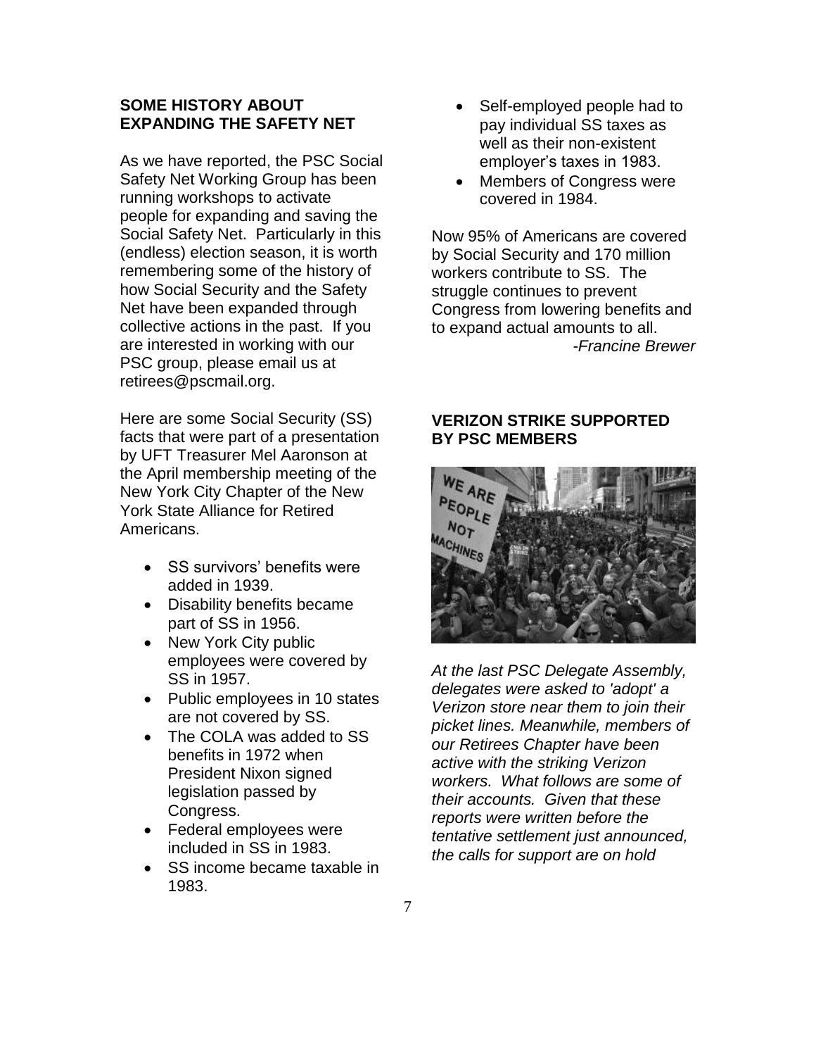## SOME HISTORY ABOUT EXPANDING THE SAFETY NET

As we have reported, the PSC Social Safety Net Working Group has been running workshops to activate people for expanding and saving the Social Safety Net. Particularly in this (endless) election season, it is worth remembering some of the history of how Social Security and the Safety Net have been expanded through collective actions in the past. If you are interested in working with our PSC group, please email us at retirees@pscmail.org.

Here are some Social Security (SS) facts that were part of a presentation by UFT Treasurer Mel Aaronson at the April membership meeting of the New York City Chapter of the New York State Alliance for Retired Americans.

- SS survivors' benefits were added in 1939.
- Disability benefits became part of SS in 1956.
- New York City public employees were covered by SS in 1957.
- Public employees in 10 states are not covered by SS.
- The COLA was added to SS benefits in 1972 when President Nixon signed legislation passed by Congress.
- Federal employees were included in SS in 1983.
- SS income became taxable in 1983.
- Self-employed people had to pay individual SS taxes as well as their non-existent employer's taxes in 1983.
- Members of Congress were covered in 1984.

Now 95% of Americans are covered by Social Security and 170 million workers contribute to SS. The struggle continues to prevent Congress from lowering benefits and to expand actual amounts to all.

*-Francine Brewer*

## VERIZON STRIKE SUPPORTED BY PSC MEMBERS

*At the last PSC Delegate Assembly, delegates were asked to 'adopt' a Verizon store near them to join their picket lines. Meanwhile, members of our Retirees Chapter have been active with the striking Verizon workers. What follows are some of their accounts. Given that these reports were written before the tentative settlement just announced, the calls for support are on hold*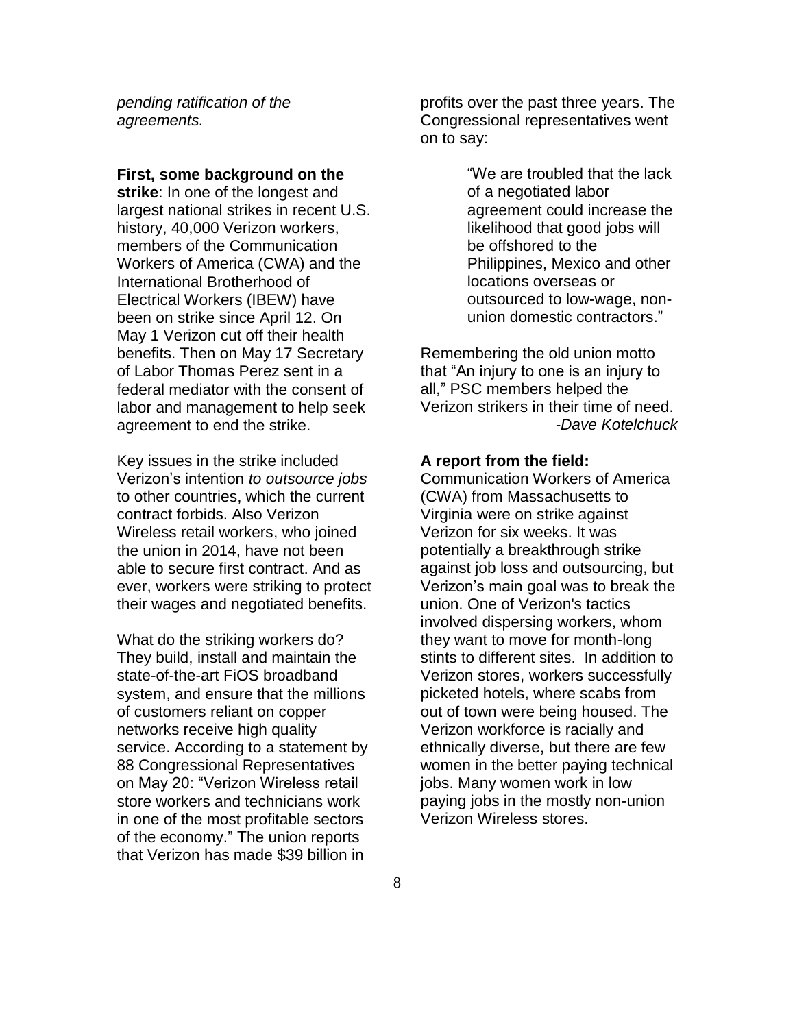*pending ratification of the agreements.*

**First, some background on the strike**: In one of the longest and largest national strikes in recent U.S. history, 40,000 Verizon workers, members of the Communication Workers of America (CWA) and the International Brotherhood of Electrical Workers (IBEW) have been on strike since April 12. On May 1 Verizon cut off their health benefits. Then on May 17 Secretary of Labor Thomas Perez sent in a federal mediator with the consent of labor and management to help seek agreement to end the strike.

Key issues in the strike included Verizon's intention *to outsource jobs* to other countries, which the current contract forbids. Also Verizon Wireless retail workers, who joined the union in 2014, have not been able to secure first contract. And as ever, workers were striking to protect their wages and negotiated benefits.

What do the striking workers do? They build, install and maintain the state-of-the-art FiOS broadband system, and ensure that the millions of customers reliant on copper networks receive high quality service. According to a statement by 88 Congressional Representatives on May 20: "Verizon Wireless retail store workers and technicians work in one of the most profitable sectors of the economy." The union reports that Verizon has made $39 billion in profits over the past three years. The Congressional representatives went on to say:

> "We are troubled that the lack of a negotiated labor agreement could increase the likelihood that good jobs will be offshored to the Philippines, Mexico and other locations overseas or outsourced to low-wage, non-union domestic contractors."

Remembering the old union motto that "An injury to one is an injury to all," PSC members helped the Verizon strikers in their time of need.

*-Dave Kotelchuck*

**A report from the field:**
Communication Workers of America (CWA) from Massachusetts to Virginia were on strike against Verizon for six weeks. It was potentially a breakthrough strike against job loss and outsourcing, but Verizon's main goal was to break the union. One of Verizon's tactics involved dispersing workers, whom they want to move for month-long stints to different sites. In addition to Verizon stores, workers successfully picketed hotels, where scabs from out of town were being housed. The Verizon workforce is racially and ethnically diverse, but there are few women in the better paying technical jobs. Many women work in low paying jobs in the mostly non-union Verizon Wireless stores.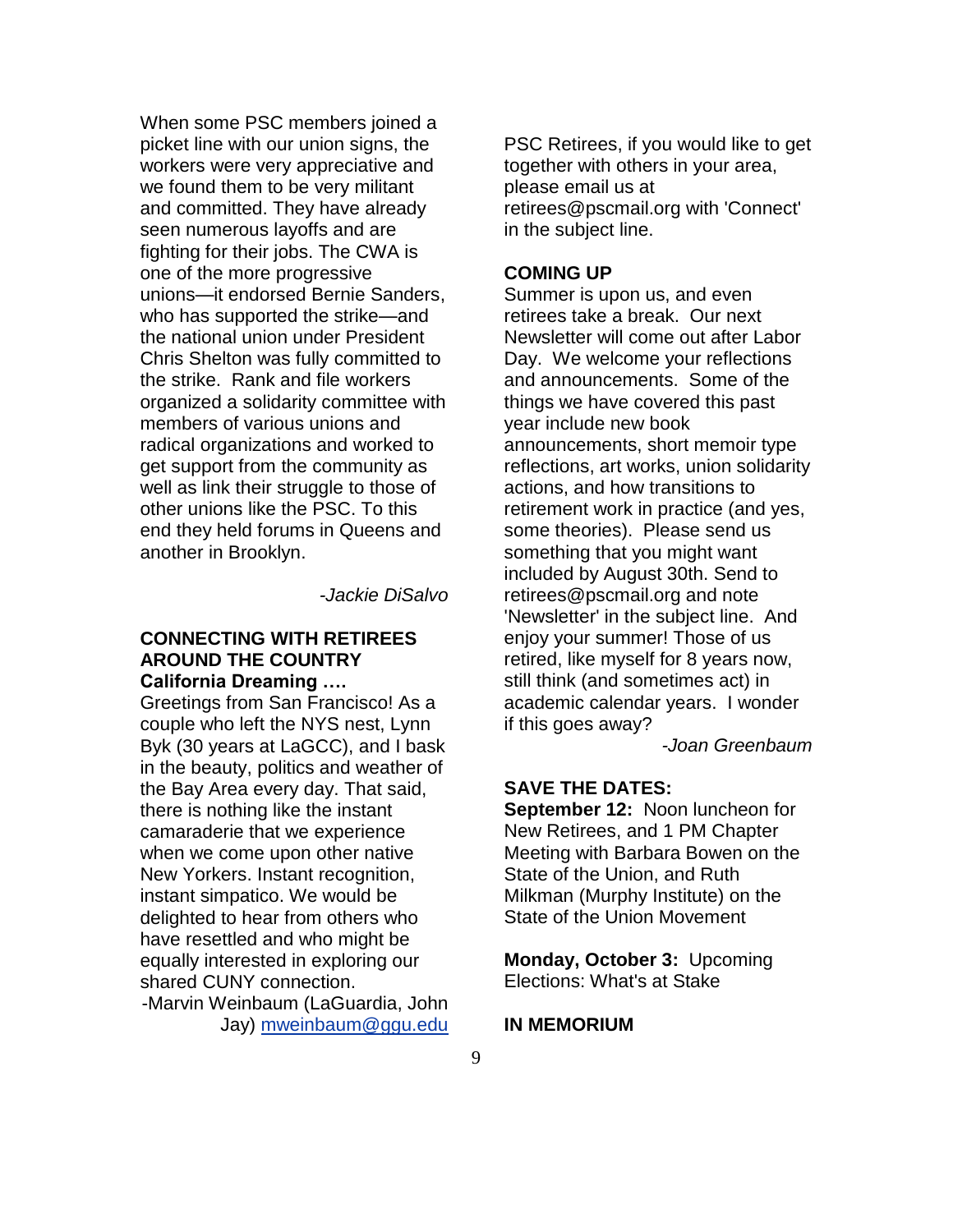When some PSC members joined a picket line with our union signs, the workers were very appreciative and we found them to be very militant and committed. They have already seen numerous layoffs and are fighting for their jobs. The CWA is one of the more progressive unions—it endorsed Bernie Sanders, who has supported the strike—and the national union under President Chris Shelton was fully committed to the strike. Rank and file workers organized a solidarity committee with members of various unions and radical organizations and worked to get support from the community as well as link their struggle to those of other unions like the PSC. To this end they held forums in Queens and another in Brooklyn.

*-Jackie DiSalvo*

## CONNECTING WITH RETIREES AROUND THE COUNTRY

**California Dreaming ….**

Greetings from San Francisco! As a couple who left the NYS nest, Lynn Byk (30 years at LaGCC), and I bask in the beauty, politics and weather of the Bay Area every day. That said, there is nothing like the instant camaraderie that we experience when we come upon other native New Yorkers. Instant recognition, instant simpatico. We would be delighted to hear from others who have resettled and who might be equally interested in exploring our shared CUNY connection.

-Marvin Weinbaum (LaGuardia, John Jay) mweinbaum@ggu.edu

PSC Retirees, if you would like to get together with others in your area, please email us at retirees@pscmail.org with 'Connect' in the subject line.

## COMING UP

Summer is upon us, and even retirees take a break. Our next Newsletter will come out after Labor Day. We welcome your reflections and announcements. Some of the things we have covered this past year include new book announcements, short memoir type reflections, art works, union solidarity actions, and how transitions to retirement work in practice (and yes, some theories). Please send us something that you might want included by August 30th. Send to retirees@pscmail.org and note 'Newsletter' in the subject line. And enjoy your summer! Those of us retired, like myself for 8 years now, still think (and sometimes act) in academic calendar years. I wonder if this goes away?

*-Joan Greenbaum*

## SAVE THE DATES:

**September 12:** Noon luncheon for New Retirees, and 1 PM Chapter Meeting with Barbara Bowen on the State of the Union, and Ruth Milkman (Murphy Institute) on the State of the Union Movement

**Monday, October 3:** Upcoming Elections: What's at Stake

## IN MEMORIUM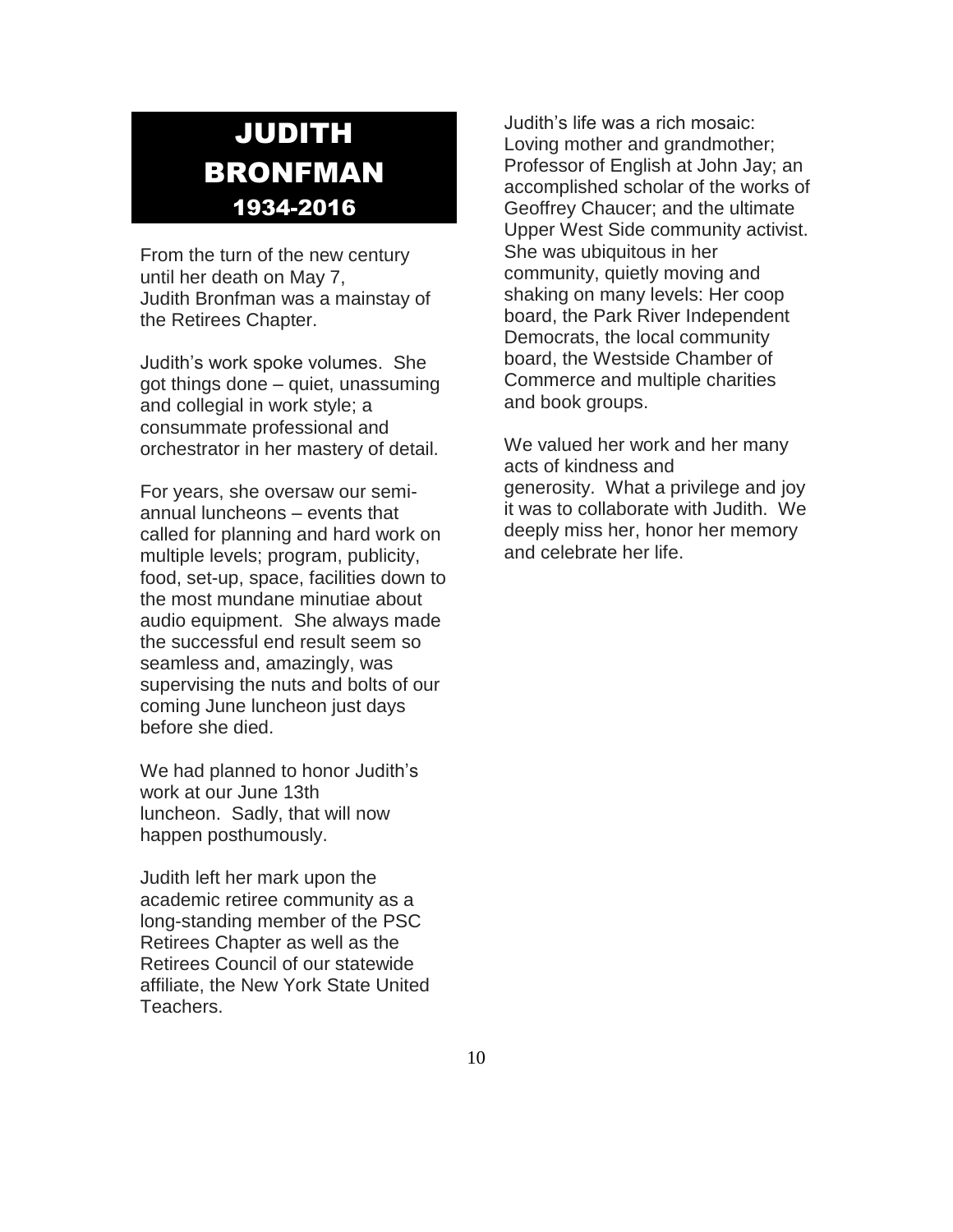# JUDITH BRONFMAN

## 1934-2016

From the turn of the new century until her death on May 7, Judith Bronfman was a mainstay of the Retirees Chapter.

Judith's work spoke volumes. She got things done – quiet, unassuming and collegial in work style; a consummate professional and orchestrator in her mastery of detail.

For years, she oversaw our semi-annual luncheons – events that called for planning and hard work on multiple levels; program, publicity, food, set-up, space, facilities down to the most mundane minutiae about audio equipment. She always made the successful end result seem so seamless and, amazingly, was supervising the nuts and bolts of our coming June luncheon just days before she died.

We had planned to honor Judith's work at our June 13th luncheon. Sadly, that will now happen posthumously.

Judith left her mark upon the academic retiree community as a long-standing member of the PSC Retirees Chapter as well as the Retirees Council of our statewide affiliate, the New York State United Teachers.

Judith's life was a rich mosaic: Loving mother and grandmother; Professor of English at John Jay; an accomplished scholar of the works of Geoffrey Chaucer; and the ultimate Upper West Side community activist. She was ubiquitous in her community, quietly moving and shaking on many levels: Her coop board, the Park River Independent Democrats, the local community board, the Westside Chamber of Commerce and multiple charities and book groups.

We valued her work and her many acts of kindness and generosity. What a privilege and joy it was to collaborate with Judith. We deeply miss her, honor her memory and celebrate her life.